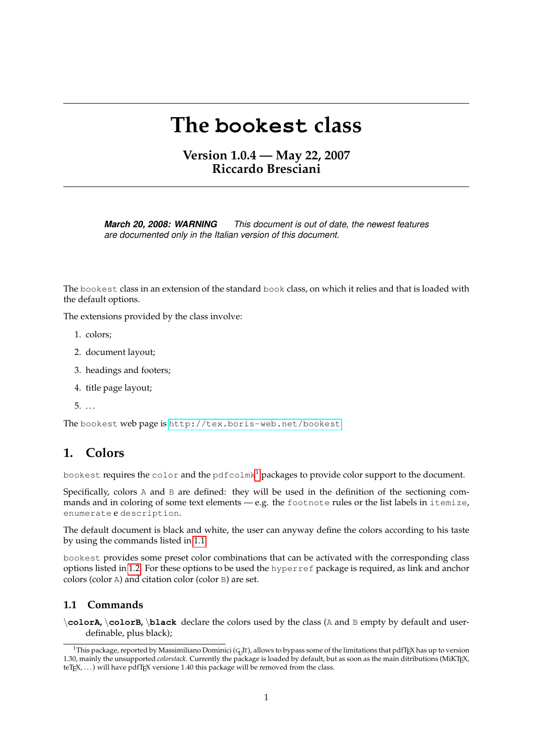# The bookest class

**Version 1.0.4 — May 22, 2007**
**Riccardo Bresciani**

***March 20, 2008: WARNING*** *This document is out of date, the newest features are documented only in the Italian version of this document.*

The `bookest` class in an extension of the standard `book` class, on which it relies and that is loaded with the default options.

The extensions provided by the class involve:

1. colors;
2. document layout;
3. headings and footers;
4. title page layout;
5. ...

The `bookest` web page is http://tex.boris-web.net/bookest

## 1. Colors

`bookest` requires the `color` and the `pdfcolmk`[1] packages to provide color support to the document.

Specifically, colors `A` and `B` are defined: they will be used in the definition of the sectioning commands and in coloring of some text elements — e.g. the `footnote` rules or the list labels in `itemize`, `enumerate` e `description`.

The default document is black and white, the user can anyway define the colors according to his taste by using the commands listed in 1.1

`bookest` provides some preset color combinations that can be activated with the corresponding class options listed in 1.2. For these options to be used the `hyperref` package is required, as link and anchor colors (color `A`) and citation color (color `B`) are set.

### 1.1 Commands

**\colorA, \colorB, \black** declare the colors used by the class (`A` and `B` empty by default and user-definable, plus black);

[1] This package, reported by Massimiliano Dominici (GuIT), allows to bypass some of the limitations that pdfTEX has up to version 1.30, mainly the unsupported *colorstack*. Currently the package is loaded by default, but as soon as the main ditributions (MiKTEX, teTEX, ...) will have pdfTEX versione 1.40 this package will be removed from the class.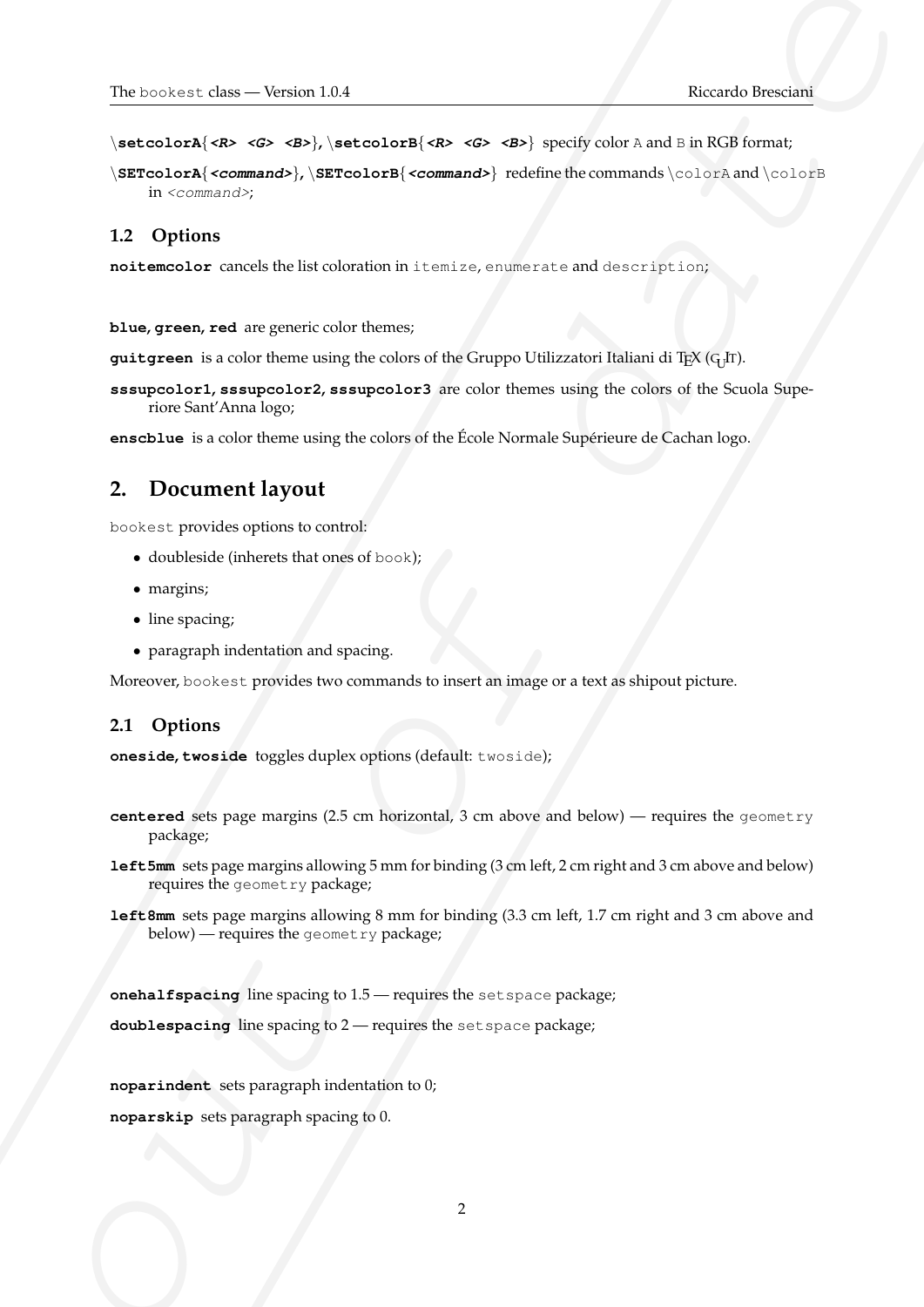**\setcolorA**{*<R> <G> <B>*}, **\setcolorB**{*<R> <G> <B>*} specify color A and B in RGB format;

**\SETcolorA**{*<command>*}, **\SETcolorB**{*<command>*} redefine the commands \colorA and \colorB in *<command>*;

### 1.2 Options

**noitemcolor** cancels the list coloration in itemize, enumerate and description;

**blue, green, red** are generic color themes;

**guitgreen** is a color theme using the colors of the Gruppo Utilizzatori Italiani di TEX (GUIT).

**sssupcolor1, sssupcolor2, sssupcolor3** are color themes using the colors of the Scuola Superiore Sant'Anna logo;

**enscblue** is a color theme using the colors of the École Normale Supérieure de Cachan logo.

## 2. Document layout

bookest provides options to control:

- doubleside (inherets that ones of book);
- margins;
- line spacing;
- paragraph indentation and spacing.

Moreover, bookest provides two commands to insert an image or a text as shipout picture.

### 2.1 Options

**oneside, twoside** toggles duplex options (default: twoside);

**centered** sets page margins (2.5 cm horizontal, 3 cm above and below) — requires the geometry package;

**left5mm** sets page margins allowing 5 mm for binding (3 cm left, 2 cm right and 3 cm above and below) requires the geometry package;

**left8mm** sets page margins allowing 8 mm for binding (3.3 cm left, 1.7 cm right and 3 cm above and below) — requires the geometry package;

**onehalfspacing** line spacing to 1.5 — requires the setspace package;

**doublespacing** line spacing to 2 — requires the setspace package;

**noparindent** sets paragraph indentation to 0;

**noparskip** sets paragraph spacing to 0.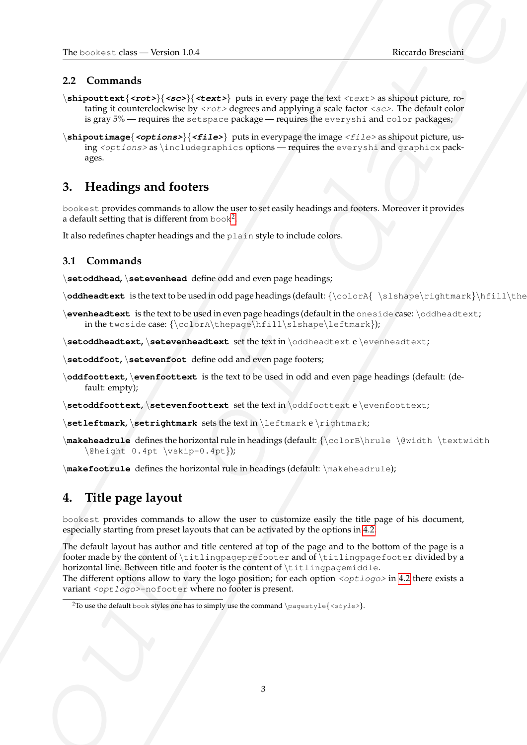## 2.2 Commands

**\shipouttext**{*<rot>*}{*<sc>*}{*<text>*} puts in every page the text *<text>* as shipout picture, rotating it counterclockwise by *<rot>* degrees and applying a scale factor *<sc>*. The default color is gray 5% — requires the `setspace` package — requires the `everyshi` and `color` packages;

**\shipoutimage**{*<options>*}{*<file>*} puts in everypage the image *<file>* as shipout picture, using *<options>* as `\includegraphics` options — requires the `everyshi` and `graphicx` packages.

# 3. Headings and footers

`bookest` provides commands to allow the user to set easily headings and footers. Moreover it provides a default setting that is different from `book`[2].

It also redefines chapter headings and the `plain` style to include colors.

## 3.1 Commands

**\setoddhead, \setevenhead** define odd and even page headings;

**\oddheadtext** is the text to be used in odd page headings (default: {`\colorA{ \slshape\rightmark}\hfill\the`

**\evenheadtext** is the text to be used in even page headings (default in the `oneside` case: `\oddheadtext`; in the `twoside` case: {`\colorA\thepage\hfill\slshape\leftmark`});

**\setoddheadtext, \setevenheadtext** set the text in `\oddheadtext` e `\evenheadtext`;

**\setoddfoot, \setevenfoot** define odd and even page footers;

**\oddfoottext, \evenfoottext** is the text to be used in odd and even page headings (default: (default: empty);

**\setoddfoottext, \setevenfoottext** set the text in `\oddfoottext` e `\evenfoottext`;

**\setleftmark, \setrightmark** sets the text in `\leftmark` e `\rightmark`;

**\makeheadrule** defines the horizontal rule in headings (default: {`\colorB\hrule \@width \textwidth \@height 0.4pt \vskip-0.4pt`});

**\makefootrule** defines the horizontal rule in headings (default: `\makeheadrule`);

# 4. Title page layout

`bookest` provides commands to allow the user to customize easily the title page of his document, especially starting from preset layouts that can be activated by the options in 4.2.

The default layout has author and title centered at top of the page and to the bottom of the page is a footer made by the content of `\titlingpageprefooter` and of `\titlingpagefooter` divided by a horizontal line. Between title and footer is the content of `\titlingpagemiddle`.
The different options allow to vary the logo position; for each option *<optlogo>* in 4.2 there exists a variant *<optlogo>*`-nofooter` where no footer is present.

[2] To use the default `book` styles one has to simply use the command `\pagestyle{`*<style>*`}`.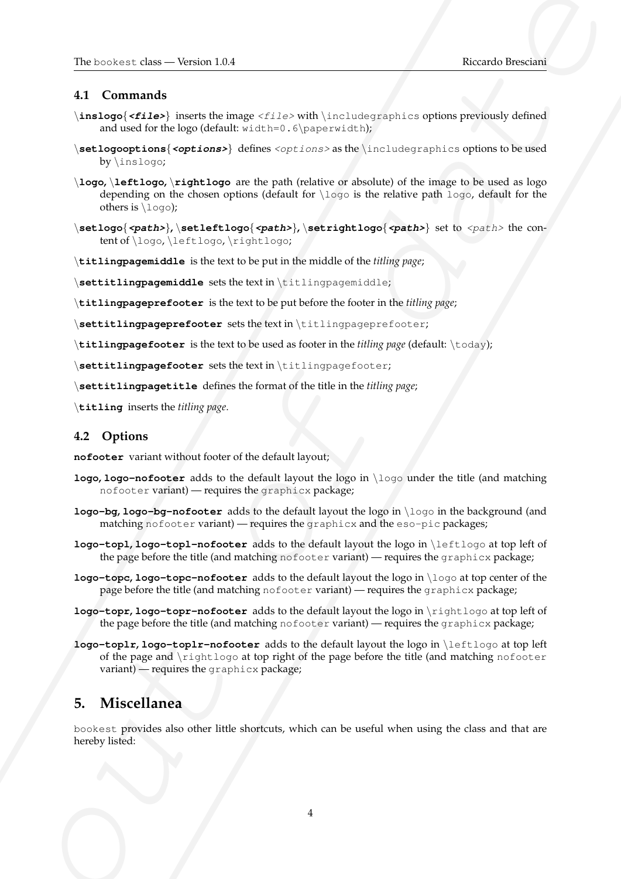### 4.1 Commands

**\inslogo**{***<file>***} inserts the image `<file>` with `\includegraphics` options previously defined and used for the logo (default: `width=0.6\paperwidth`);

**\setlogooptions**{***<options>***} defines `<options>` as the `\includegraphics` options to be used by `\inslogo`;

**\logo**, **\leftlogo**, **\rightlogo** are the path (relative or absolute) of the image to be used as logo depending on the chosen options (default for `\logo` is the relative path `logo`, default for the others is `\logo`);

**\setlogo**{***<path>***}, **\setleftlogo**{***<path>***}, **\setrightlogo**{***<path>***} set to `<path>` the content of `\logo`, `\leftlogo`, `\rightlogo`;

**\titlingpagemiddle** is the text to be put in the middle of the *titling page*;

**\settitlingpagemiddle** sets the text in `\titlingpagemiddle`;

**\titlingpageprefooter** is the text to be put before the footer in the *titling page*;

**\settitlingpageprefooter** sets the text in `\titlingpageprefooter`;

**\titlingpagefooter** is the text to be used as footer in the *titling page* (default: `\today`);

**\settitlingpagefooter** sets the text in `\titlingpagefooter`;

**\settitlingpagetitle** defines the format of the title in the *titling page*;

**\titling** inserts the *titling page*.

### 4.2 Options

**nofooter** variant without footer of the default layout;

**logo, logo-nofooter** adds to the default layout the logo in `\logo` under the title (and matching `nofooter` variant) — requires the `graphicx` package;

**logo-bg, logo-bg-nofooter** adds to the default layout the logo in `\logo` in the background (and matching `nofooter` variant) — requires the `graphicx` and the `eso-pic` packages;

**logo-topl, logo-topl-nofooter** adds to the default layout the logo in `\leftlogo` at top left of the page before the title (and matching `nofooter` variant) — requires the `graphicx` package;

**logo-topc, logo-topc-nofooter** adds to the default layout the logo in `\logo` at top center of the page before the title (and matching `nofooter` variant) — requires the `graphicx` package;

**logo-topr, logo-topr-nofooter** adds to the default layout the logo in `\rightlogo` at top left of the page before the title (and matching `nofooter` variant) — requires the `graphicx` package;

**logo-toplr, logo-toplr-nofooter** adds to the default layout the logo in `\leftlogo` at top left of the page and `\rightlogo` at top right of the page before the title (and matching `nofooter` variant) — requires the `graphicx` package;

## 5. Miscellanea

`bookest` provides also other little shortcuts, which can be useful when using the class and that are hereby listed: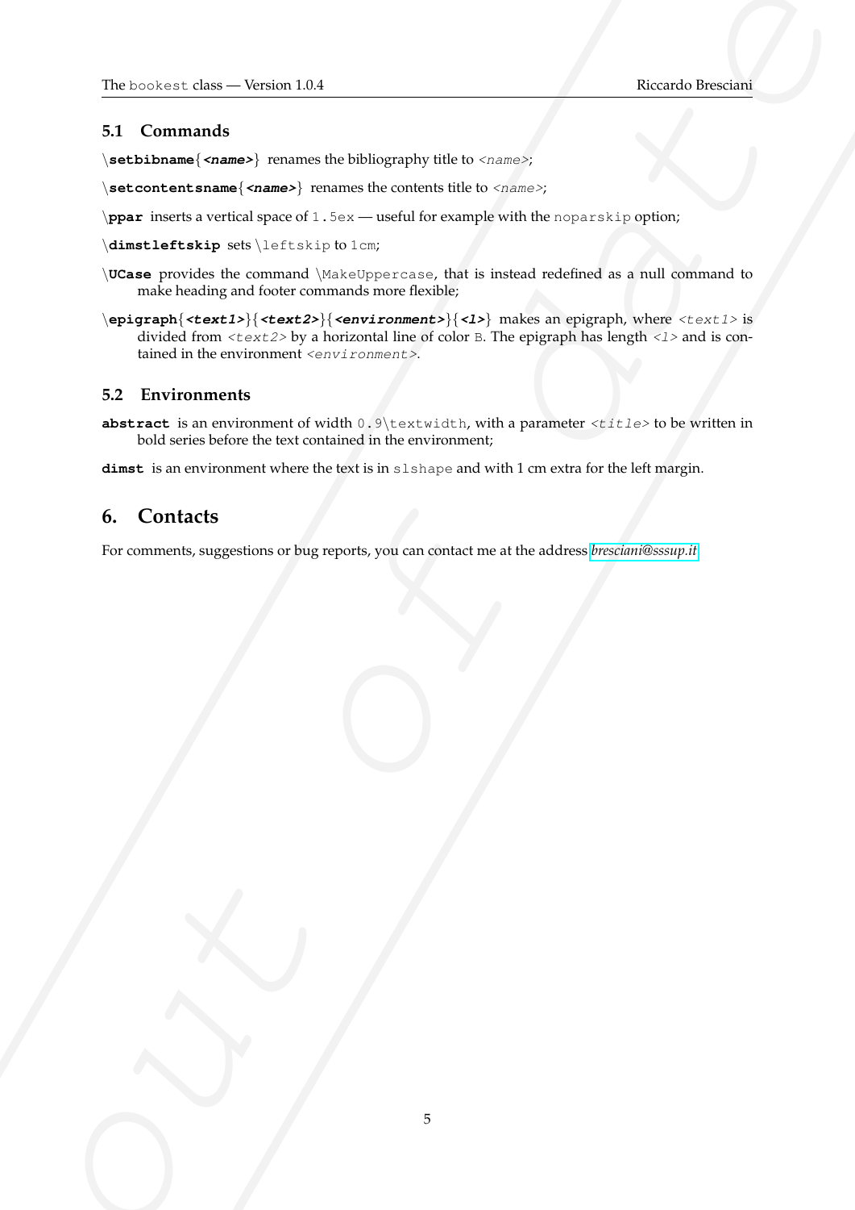## 5.1 Commands

**\setbibname**{*<name>*} renames the bibliography title to `<name>`;

**\setcontentsname**{*<name>*} renames the contents title to `<name>`;

**\ppar** inserts a vertical space of `1.5ex` — useful for example with the `noparskip` option;

**\dimstleftskip** sets `\leftskip` to `1cm`;

**\UCase** provides the command `\MakeUppercase`, that is instead redefined as a null command to make heading and footer commands more flexible;

**\epigraph**{*<text1>*}{*<text2>*}{*<environment>*}{*<l>*} makes an epigraph, where `<text1>` is divided from `<text2>` by a horizontal line of color `B`. The epigraph has length `<l>` and is contained in the environment `<environment>`.

## 5.2 Environments

**abstract** is an environment of width `0.9\textwidth`, with a parameter `<title>` to be written in bold series before the text contained in the environment;

**dimst** is an environment where the text is in `slshape` and with 1 cm extra for the left margin.

# 6. Contacts

For comments, suggestions or bug reports, you can contact me at the address *bresciani@sssup.it*